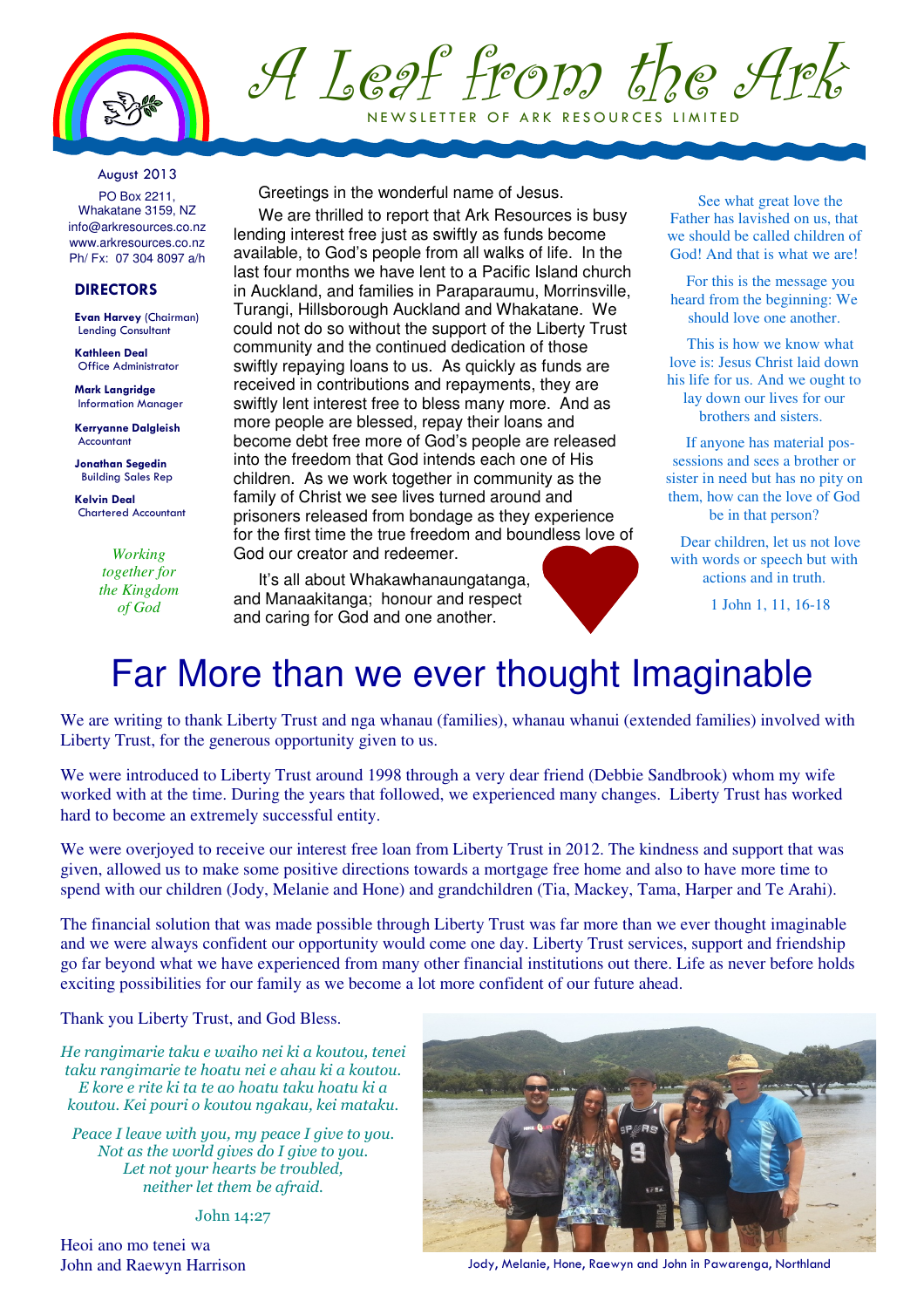# A Leaf from the Ark

NEWSLETTER OF ARK RESOURCES LIMITED

August 2013

PO Box 2211,
Whakatane 3159, NZ
info@arkresources.co.nz
www.arkresources.co.nz
Ph/ Fx: 07 304 8097 a/h

### DIRECTORS

**Evan Harvey** (Chairman)
Lending Consultant

**Kathleen Deal**
Office Administrator

**Mark Langridge**
Information Manager

**Kerryanne Dalgleish**
Accountant

**Jonathan Segedin**
Building Sales Rep

**Kelvin Deal**
Chartered Accountant

*Working together for the Kingdom of God*

Greetings in the wonderful name of Jesus.

We are thrilled to report that Ark Resources is busy lending interest free just as swiftly as funds become available, to God's people from all walks of life. In the last four months we have lent to a Pacific Island church in Auckland, and families in Paraparaumu, Morrinsville, Turangi, Hillsborough Auckland and Whakatane. We could not do so without the support of the Liberty Trust community and the continued dedication of those swiftly repaying loans to us. As quickly as funds are received in contributions and repayments, they are swiftly lent interest free to bless many more. And as more people are blessed, repay their loans and become debt free more of God's people are released into the freedom that God intends each one of His children. As we work together in community as the family of Christ we see lives turned around and prisoners released from bondage as they experience for the first time the true freedom and boundless love of God our creator and redeemer.

It's all about Whakawhanaungatanga, and Manaakitanga; honour and respect and caring for God and one another.

See what great love the Father has lavished on us, that we should be called children of God! And that is what we are!

For this is the message you heard from the beginning: We should love one another.

This is how we know what love is: Jesus Christ laid down his life for us. And we ought to lay down our lives for our brothers and sisters.

If anyone has material possessions and sees a brother or sister in need but has no pity on them, how can the love of God be in that person?

Dear children, let us not love with words or speech but with actions and in truth.

1 John 1, 11, 16-18

# Far More than we ever thought Imaginable

We are writing to thank Liberty Trust and nga whanau (families), whanau whanui (extended families) involved with Liberty Trust, for the generous opportunity given to us.

We were introduced to Liberty Trust around 1998 through a very dear friend (Debbie Sandbrook) whom my wife worked with at the time. During the years that followed, we experienced many changes. Liberty Trust has worked hard to become an extremely successful entity.

We were overjoyed to receive our interest free loan from Liberty Trust in 2012. The kindness and support that was given, allowed us to make some positive directions towards a mortgage free home and also to have more time to spend with our children (Jody, Melanie and Hone) and grandchildren (Tia, Mackey, Tama, Harper and Te Arahi).

The financial solution that was made possible through Liberty Trust was far more than we ever thought imaginable and we were always confident our opportunity would come one day. Liberty Trust services, support and friendship go far beyond what we have experienced from many other financial institutions out there. Life as never before holds exciting possibilities for our family as we become a lot more confident of our future ahead.

Thank you Liberty Trust, and God Bless.

*He rangimarie taku e waiho nei ki a koutou, tenei taku rangimarie te hoatu nei e ahau ki a koutou. E kore e rite ki ta te ao hoatu taku hoatu ki a koutou. Kei pouri o koutou ngakau, kei mataku.*

*Peace I leave with you, my peace I give to you. Not as the world gives do I give to you. Let not your hearts be troubled, neither let them be afraid.*

John 14:27

Heoi ano mo tenei wa
John and Raewyn Harrison

Jody, Melanie, Hone, Raewyn and John in Pawarenga, Northland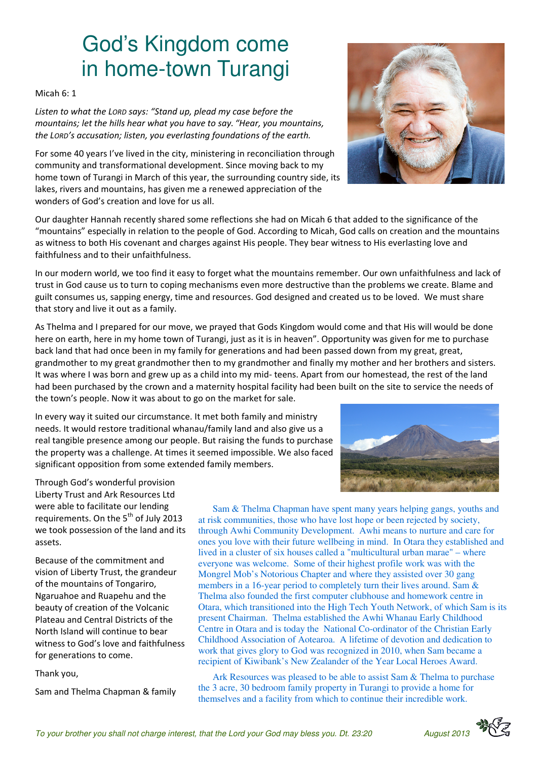# God's Kingdom come in home-town Turangi

Micah 6: 1

*Listen to what the LORD says: "Stand up, plead my case before the mountains; let the hills hear what you have to say. "Hear, you mountains, the LORD's accusation; listen, you everlasting foundations of the earth.*

For some 40 years I've lived in the city, ministering in reconciliation through community and transformational development. Since moving back to my home town of Turangi in March of this year, the surrounding country side, its lakes, rivers and mountains, has given me a renewed appreciation of the wonders of God's creation and love for us all.

Our daughter Hannah recently shared some reflections she had on Micah 6 that added to the significance of the "mountains" especially in relation to the people of God. According to Micah, God calls on creation and the mountains as witness to both His covenant and charges against His people. They bear witness to His everlasting love and faithfulness and to their unfaithfulness.

In our modern world, we too find it easy to forget what the mountains remember. Our own unfaithfulness and lack of trust in God cause us to turn to coping mechanisms even more destructive than the problems we create. Blame and guilt consumes us, sapping energy, time and resources. God designed and created us to be loved. We must share that story and live it out as a family.

As Thelma and I prepared for our move, we prayed that Gods Kingdom would come and that His will would be done here on earth, here in my home town of Turangi, just as it is in heaven". Opportunity was given for me to purchase back land that had once been in my family for generations and had been passed down from my great, great, grandmother to my great grandmother then to my grandmother and finally my mother and her brothers and sisters. It was where I was born and grew up as a child into my mid- teens. Apart from our homestead, the rest of the land had been purchased by the crown and a maternity hospital facility had been built on the site to service the needs of the town's people. Now it was about to go on the market for sale.

In every way it suited our circumstance. It met both family and ministry needs. It would restore traditional whanau/family land and also give us a real tangible presence among our people. But raising the funds to purchase the property was a challenge. At times it seemed impossible. We also faced significant opposition from some extended family members.

Through God's wonderful provision Liberty Trust and Ark Resources Ltd were able to facilitate our lending requirements. On the 5th of July 2013 we took possession of the land and its assets.

Because of the commitment and vision of Liberty Trust, the grandeur of the mountains of Tongariro, Ngaruahoe and Ruapehu and the beauty of creation of the Volcanic Plateau and Central Districts of the North Island will continue to bear witness to God's love and faithfulness for generations to come.

Thank you,

Sam and Thelma Chapman & family

Sam & Thelma Chapman have spent many years helping gangs, youths and at risk communities, those who have lost hope or been rejected by society, through Awhi Community Development. Awhi means to nurture and care for ones you love with their future wellbeing in mind. In Otara they established and lived in a cluster of six houses called a "multicultural urban marae" – where everyone was welcome. Some of their highest profile work was with the Mongrel Mob's Notorious Chapter and where they assisted over 30 gang members in a 16-year period to completely turn their lives around. Sam & Thelma also founded the first computer clubhouse and homework centre in Otara, which transitioned into the High Tech Youth Network, of which Sam is its present Chairman. Thelma established the Awhi Whanau Early Childhood Centre in Otara and is today the National Co-ordinator of the Christian Early Childhood Association of Aotearoa. A lifetime of devotion and dedication to work that gives glory to God was recognized in 2010, when Sam became a recipient of Kiwibank's New Zealander of the Year Local Heroes Award.

Ark Resources was pleased to be able to assist Sam & Thelma to purchase the 3 acre, 30 bedroom family property in Turangi to provide a home for themselves and a facility from which to continue their incredible work.

*To your brother you shall not charge interest, that the Lord your God may bless you. Dt. 23:20* — *August 2013*